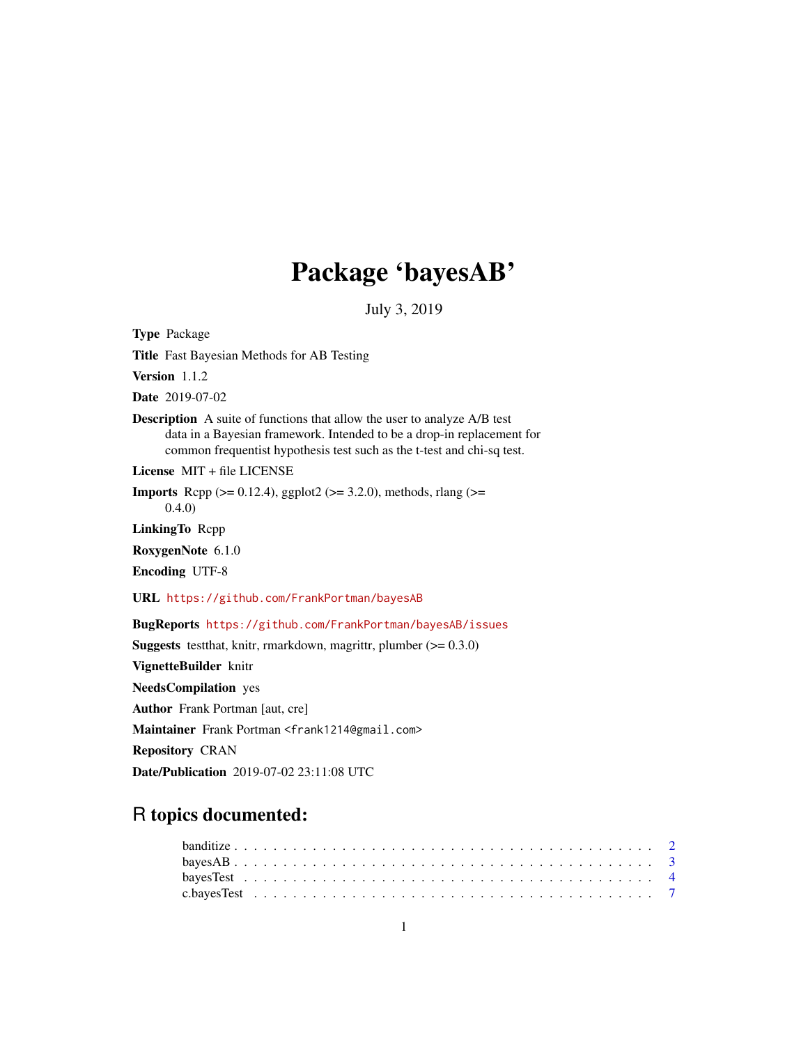# Package 'bayesAB'

July 3, 2019

**Type** Package

**Title** Fast Bayesian Methods for AB Testing

**Version** 1.1.2

**Date** 2019-07-02

**Description** A suite of functions that allow the user to analyze A/B test data in a Bayesian framework. Intended to be a drop-in replacement for common frequentist hypothesis test such as the t-test and chi-sq test.

**License** MIT + file LICENSE

**Imports** Rcpp (>= 0.12.4), ggplot2 (>= 3.2.0), methods, rlang (>= 0.4.0)

**LinkingTo** Rcpp

**RoxygenNote** 6.1.0

**Encoding** UTF-8

**URL** https://github.com/FrankPortman/bayesAB

**BugReports** https://github.com/FrankPortman/bayesAB/issues

**Suggests** testthat, knitr, rmarkdown, magrittr, plumber (>= 0.3.0)

**VignetteBuilder** knitr

**NeedsCompilation** yes

**Author** Frank Portman [aut, cre]

**Maintainer** Frank Portman <frank1214@gmail.com>

**Repository** CRAN

**Date/Publication** 2019-07-02 23:11:08 UTC

## R topics documented:

| | |
|---|---|
| banditize | 2 |
| bayesAB | 3 |
| bayesTest | 4 |
| c.bayesTest | 7 |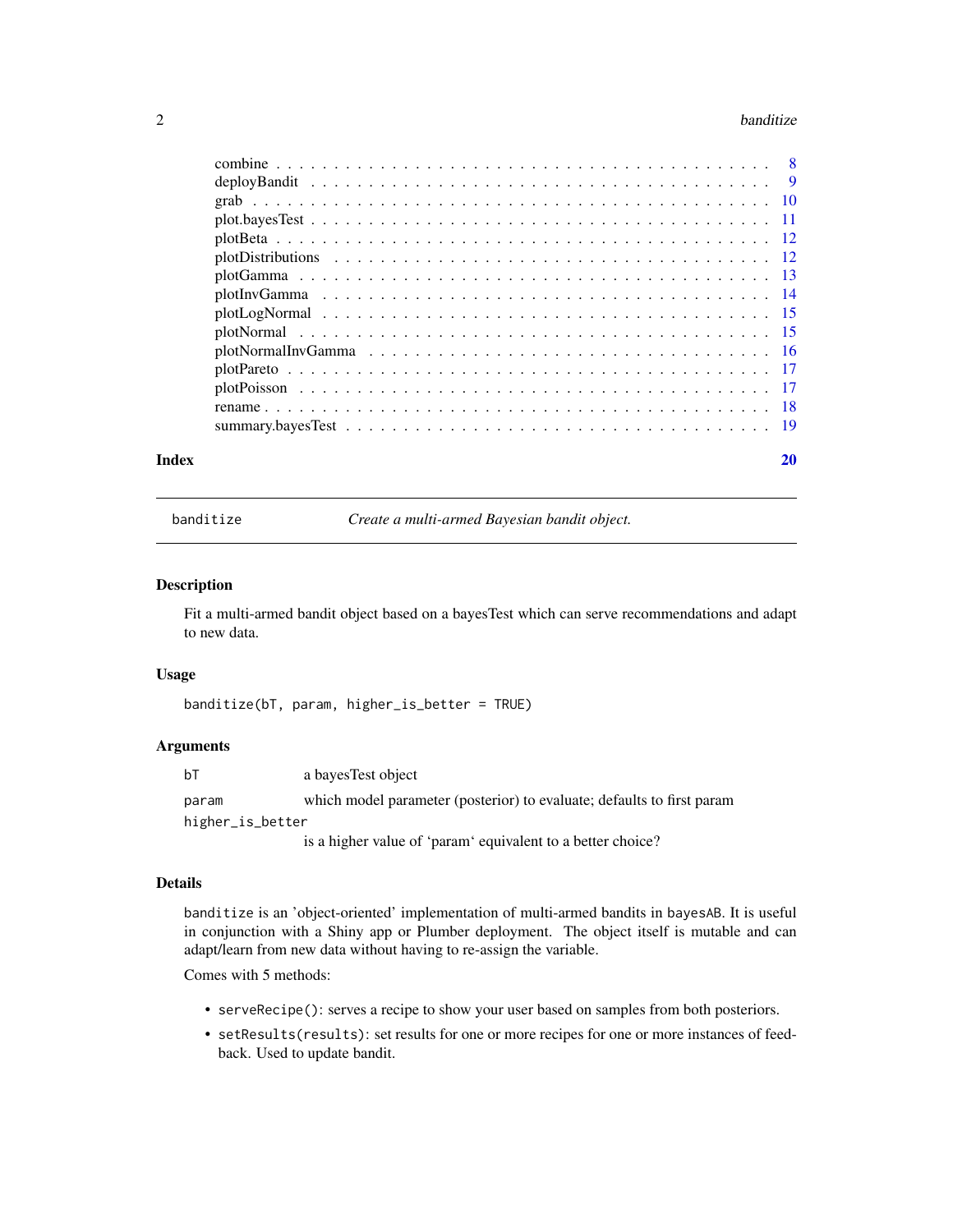combine . . . . . . . . . . . . . . . . . . . . . . . . . . . . . . . . . . . . . . . . . . 8
deployBandit . . . . . . . . . . . . . . . . . . . . . . . . . . . . . . . . . . . . . . . 9
grab . . . . . . . . . . . . . . . . . . . . . . . . . . . . . . . . . . . . . . . . . . . 10
plot.bayesTest . . . . . . . . . . . . . . . . . . . . . . . . . . . . . . . . . . . . . . 11
plotBeta . . . . . . . . . . . . . . . . . . . . . . . . . . . . . . . . . . . . . . . . . 12
plotDistributions . . . . . . . . . . . . . . . . . . . . . . . . . . . . . . . . . . . . 12
plotGamma . . . . . . . . . . . . . . . . . . . . . . . . . . . . . . . . . . . . . . . . 13
plotInvGamma . . . . . . . . . . . . . . . . . . . . . . . . . . . . . . . . . . . . . . . 14
plotLogNormal . . . . . . . . . . . . . . . . . . . . . . . . . . . . . . . . . . . . . . 15
plotNormal . . . . . . . . . . . . . . . . . . . . . . . . . . . . . . . . . . . . . . . . 15
plotNormalInvGamma . . . . . . . . . . . . . . . . . . . . . . . . . . . . . . . . . . . 16
plotPareto . . . . . . . . . . . . . . . . . . . . . . . . . . . . . . . . . . . . . . . . 17
plotPoisson . . . . . . . . . . . . . . . . . . . . . . . . . . . . . . . . . . . . . . . . 17
rename . . . . . . . . . . . . . . . . . . . . . . . . . . . . . . . . . . . . . . . . . . 18
summary.bayesTest . . . . . . . . . . . . . . . . . . . . . . . . . . . . . . . . . . . . 19

**Index** 20

---

## banditize — *Create a multi-armed Bayesian bandit object.*

### Description

Fit a multi-armed bandit object based on a bayesTest which can serve recommendations and adapt to new data.

### Usage

```
banditize(bT, param, higher_is_better = TRUE)
```

### Arguments

| | |
|---|---|
| `bT` | a bayesTest object |
| `param` | which model parameter (posterior) to evaluate; defaults to first param |
| `higher_is_better` | is a higher value of 'param' equivalent to a better choice? |

### Details

`banditize` is an 'object-oriented' implementation of multi-armed bandits in `bayesAB`. It is useful in conjunction with a Shiny app or Plumber deployment. The object itself is mutable and can adapt/learn from new data without having to re-assign the variable.

Comes with 5 methods:

- `serveRecipe()`: serves a recipe to show your user based on samples from both posteriors.
- `setResults(results)`: set results for one or more recipes for one or more instances of feedback. Used to update bandit.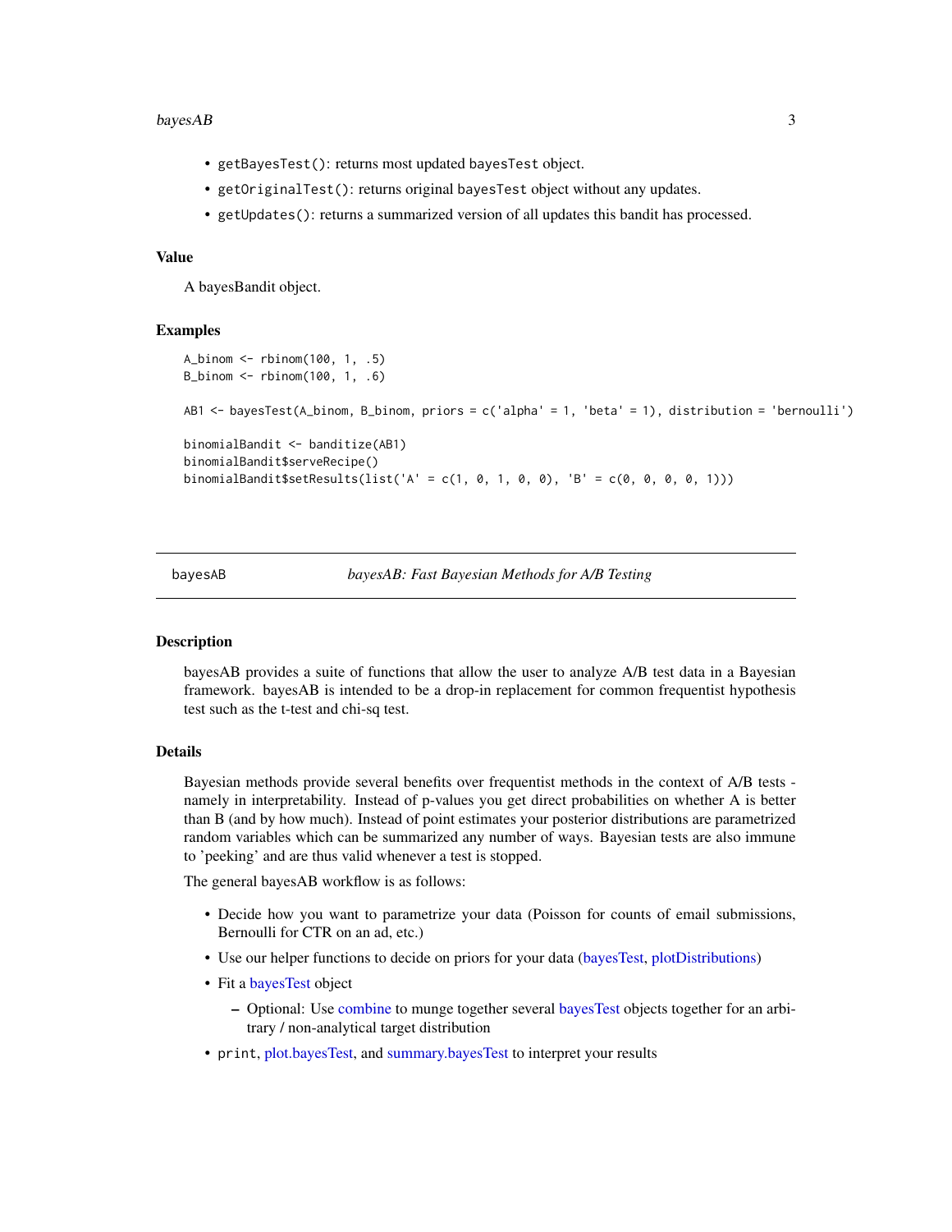- `getBayesTest()`: returns most updated `bayesTest` object.
- `getOriginalTest()`: returns original `bayesTest` object without any updates.
- `getUpdates()`: returns a summarized version of all updates this bandit has processed.

### Value

A bayesBandit object.

### Examples

```
A_binom <- rbinom(100, 1, .5)
B_binom <- rbinom(100, 1, .6)

AB1 <- bayesTest(A_binom, B_binom, priors = c('alpha' = 1, 'beta' = 1), distribution = 'bernoulli')

binomialBandit <- banditize(AB1)
binomialBandit$serveRecipe()
binomialBandit$setResults(list('A' = c(1, 0, 1, 0, 0), 'B' = c(0, 0, 0, 0, 1)))
```

---

## bayesAB — *bayesAB: Fast Bayesian Methods for A/B Testing*

### Description

bayesAB provides a suite of functions that allow the user to analyze A/B test data in a Bayesian framework. bayesAB is intended to be a drop-in replacement for common frequentist hypothesis test such as the t-test and chi-sq test.

### Details

Bayesian methods provide several benefits over frequentist methods in the context of A/B tests - namely in interpretability. Instead of p-values you get direct probabilities on whether A is better than B (and by how much). Instead of point estimates your posterior distributions are parametrized random variables which can be summarized any number of ways. Bayesian tests are also immune to 'peeking' and are thus valid whenever a test is stopped.

The general bayesAB workflow is as follows:

- Decide how you want to parametrize your data (Poisson for counts of email submissions, Bernoulli for CTR on an ad, etc.)
- Use our helper functions to decide on priors for your data (bayesTest, plotDistributions)
- Fit a bayesTest object
  - Optional: Use combine to munge together several bayesTest objects together for an arbitrary / non-analytical target distribution
- `print`, plot.bayesTest, and summary.bayesTest to interpret your results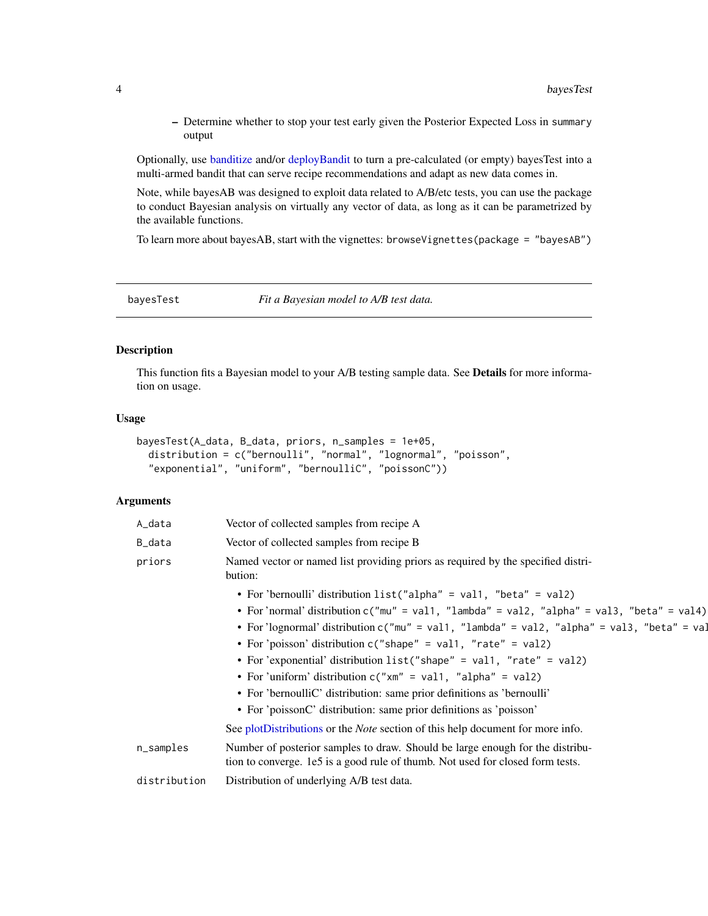- Determine whether to stop your test early given the Posterior Expected Loss in `summary` output

Optionally, use banditize and/or deployBandit to turn a pre-calculated (or empty) bayesTest into a multi-armed bandit that can serve recipe recommendations and adapt as new data comes in.

Note, while bayesAB was designed to exploit data related to A/B/etc tests, you can use the package to conduct Bayesian analysis on virtually any vector of data, as long as it can be parametrized by the available functions.

To learn more about bayesAB, start with the vignettes: `browseVignettes(package = "bayesAB")`

---

## bayesTest — *Fit a Bayesian model to A/B test data.*

### Description

This function fits a Bayesian model to your A/B testing sample data. See **Details** for more information on usage.

### Usage

```
bayesTest(A_data, B_data, priors, n_samples = 1e+05,
  distribution = c("bernoulli", "normal", "lognormal", "poisson",
  "exponential", "uniform", "bernoulliC", "poissonC"))
```

### Arguments

`A_data` — Vector of collected samples from recipe A

`B_data` — Vector of collected samples from recipe B

`priors` — Named vector or named list providing priors as required by the specified distribution:

- For 'bernoulli' distribution `list("alpha" = val1, "beta" = val2)`
- For 'normal' distribution `c("mu" = val1, "lambda" = val2, "alpha" = val3, "beta" = val4)`
- For 'lognormal' distribution `c("mu" = val1, "lambda" = val2, "alpha" = val3, "beta" = val`
- For 'poisson' distribution `c("shape" = val1, "rate" = val2)`
- For 'exponential' distribution `list("shape" = val1, "rate" = val2)`
- For 'uniform' distribution `c("xm" = val1, "alpha" = val2)`
- For 'bernoulliC' distribution: same prior definitions as 'bernoulli'
- For 'poissonC' distribution: same prior definitions as 'poisson'

See plotDistributions or the *Note* section of this help document for more info.

`n_samples` — Number of posterior samples to draw. Should be large enough for the distribution to converge. 1e5 is a good rule of thumb. Not used for closed form tests.

`distribution` — Distribution of underlying A/B test data.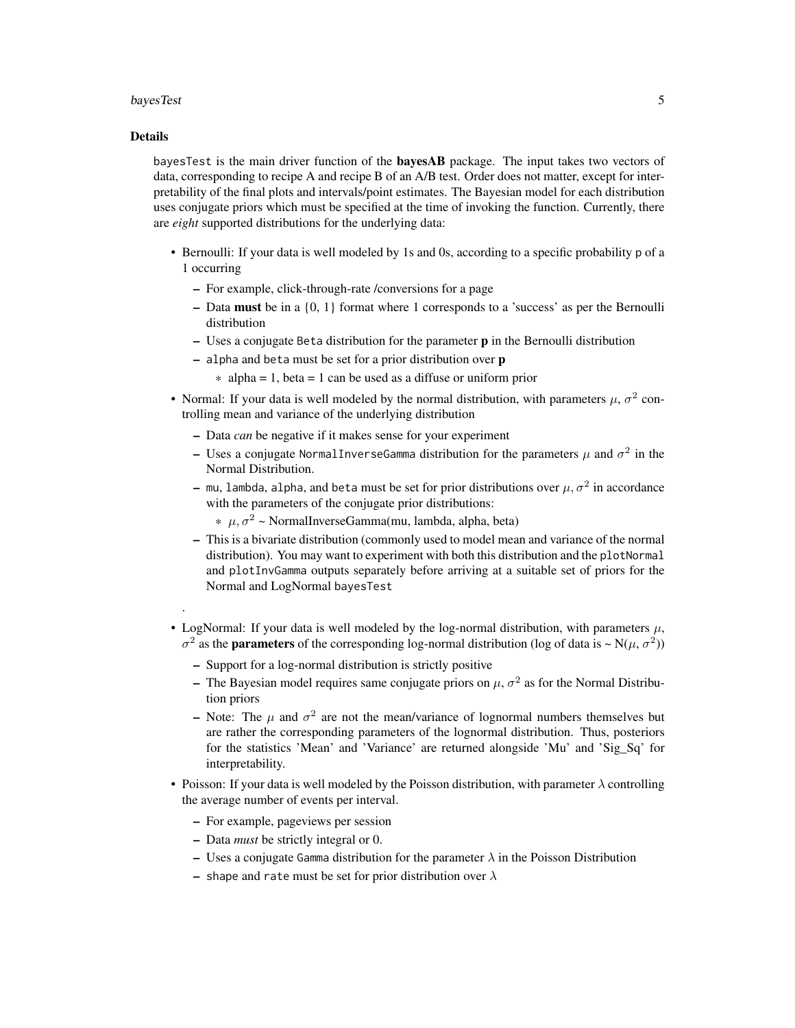### Details

`bayesTest` is the main driver function of the **bayesAB** package. The input takes two vectors of data, corresponding to recipe A and recipe B of an A/B test. Order does not matter, except for interpretability of the final plots and intervals/point estimates. The Bayesian model for each distribution uses conjugate priors which must be specified at the time of invoking the function. Currently, there are *eight* supported distributions for the underlying data:

- Bernoulli: If your data is well modeled by 1s and 0s, according to a specific probability `p` of a 1 occurring
  - For example, click-through-rate /conversions for a page
  - Data **must** be in a {0, 1} format where 1 corresponds to a 'success' as per the Bernoulli distribution
  - Uses a conjugate `Beta` distribution for the parameter **p** in the Bernoulli distribution
  - `alpha` and `beta` must be set for a prior distribution over **p**
    - alpha = 1, beta = 1 can be used as a diffuse or uniform prior
- Normal: If your data is well modeled by the normal distribution, with parameters $\mu$, $\sigma^2$ controlling mean and variance of the underlying distribution
  - Data *can* be negative if it makes sense for your experiment
  - Uses a conjugate `NormalInverseGamma` distribution for the parameters $\mu$ and $\sigma^2$ in the Normal Distribution.
  - `mu`, `lambda`, `alpha`, and `beta` must be set for prior distributions over $\mu, \sigma^2$ in accordance with the parameters of the conjugate prior distributions:
    - $\mu, \sigma^2$ ~ NormalInverseGamma(mu, lambda, alpha, beta)
  - This is a bivariate distribution (commonly used to model mean and variance of the normal distribution). You may want to experiment with both this distribution and the `plotNormal` and `plotInvGamma` outputs separately before arriving at a suitable set of priors for the Normal and LogNormal `bayesTest`

.

- LogNormal: If your data is well modeled by the log-normal distribution, with parameters $\mu$, $\sigma^2$ as the **parameters** of the corresponding log-normal distribution (log of data is ~ N($\mu$, $\sigma^2$))
  - Support for a log-normal distribution is strictly positive
  - The Bayesian model requires same conjugate priors on $\mu$, $\sigma^2$ as for the Normal Distribution priors
  - Note: The $\mu$ and $\sigma^2$ are not the mean/variance of lognormal numbers themselves but are rather the corresponding parameters of the lognormal distribution. Thus, posteriors for the statistics 'Mean' and 'Variance' are returned alongside 'Mu' and 'Sig_Sq' for interpretability.
- Poisson: If your data is well modeled by the Poisson distribution, with parameter $\lambda$ controlling the average number of events per interval.
  - For example, pageviews per session
  - Data *must* be strictly integral or 0.
  - Uses a conjugate `Gamma` distribution for the parameter $\lambda$ in the Poisson Distribution
  - `shape` and `rate` must be set for prior distribution over $\lambda$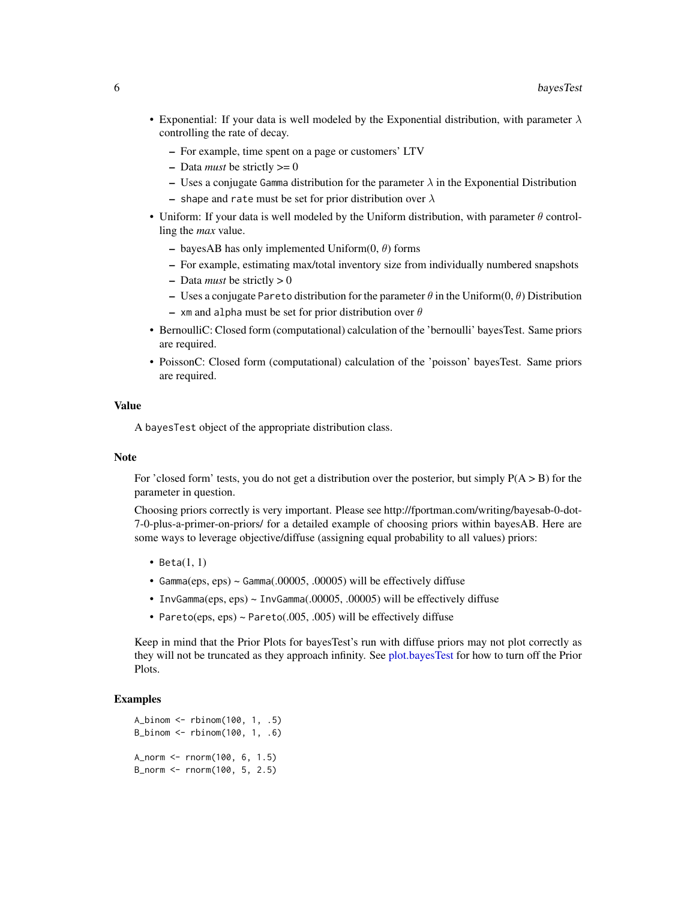- Exponential: If your data is well modeled by the Exponential distribution, with parameter $\lambda$ controlling the rate of decay.
  - For example, time spent on a page or customers' LTV
  - Data *must* be strictly >= 0
  - Uses a conjugate `Gamma` distribution for the parameter $\lambda$ in the Exponential Distribution
  - `shape` and `rate` must be set for prior distribution over $\lambda$
- Uniform: If your data is well modeled by the Uniform distribution, with parameter $\theta$ controlling the *max* value.
  - bayesAB has only implemented Uniform(0, $\theta$) forms
  - For example, estimating max/total inventory size from individually numbered snapshots
  - Data *must* be strictly > 0
  - Uses a conjugate `Pareto` distribution for the parameter $\theta$ in the Uniform(0, $\theta$) Distribution
  - `xm` and `alpha` must be set for prior distribution over $\theta$
- BernoulliC: Closed form (computational) calculation of the 'bernoulli' bayesTest. Same priors are required.
- PoissonC: Closed form (computational) calculation of the 'poisson' bayesTest. Same priors are required.

### Value

A `bayesTest` object of the appropriate distribution class.

### Note

For 'closed form' tests, you do not get a distribution over the posterior, but simply P(A > B) for the parameter in question.

Choosing priors correctly is very important. Please see http://fportman.com/writing/bayesab-0-dot-7-0-plus-a-primer-on-priors/ for a detailed example of choosing priors within bayesAB. Here are some ways to leverage objective/diffuse (assigning equal probability to all values) priors:

- `Beta`(1, 1)
- `Gamma`(eps, eps) ~ `Gamma`(.00005, .00005) will be effectively diffuse
- `InvGamma`(eps, eps) ~ `InvGamma`(.00005, .00005) will be effectively diffuse
- `Pareto`(eps, eps) ~ `Pareto`(.005, .005) will be effectively diffuse

Keep in mind that the Prior Plots for bayesTest's run with diffuse priors may not plot correctly as they will not be truncated as they approach infinity. See plot.bayesTest for how to turn off the Prior Plots.

### Examples

```
A_binom <- rbinom(100, 1, .5)
B_binom <- rbinom(100, 1, .6)

A_norm <- rnorm(100, 6, 1.5)
B_norm <- rnorm(100, 5, 2.5)
```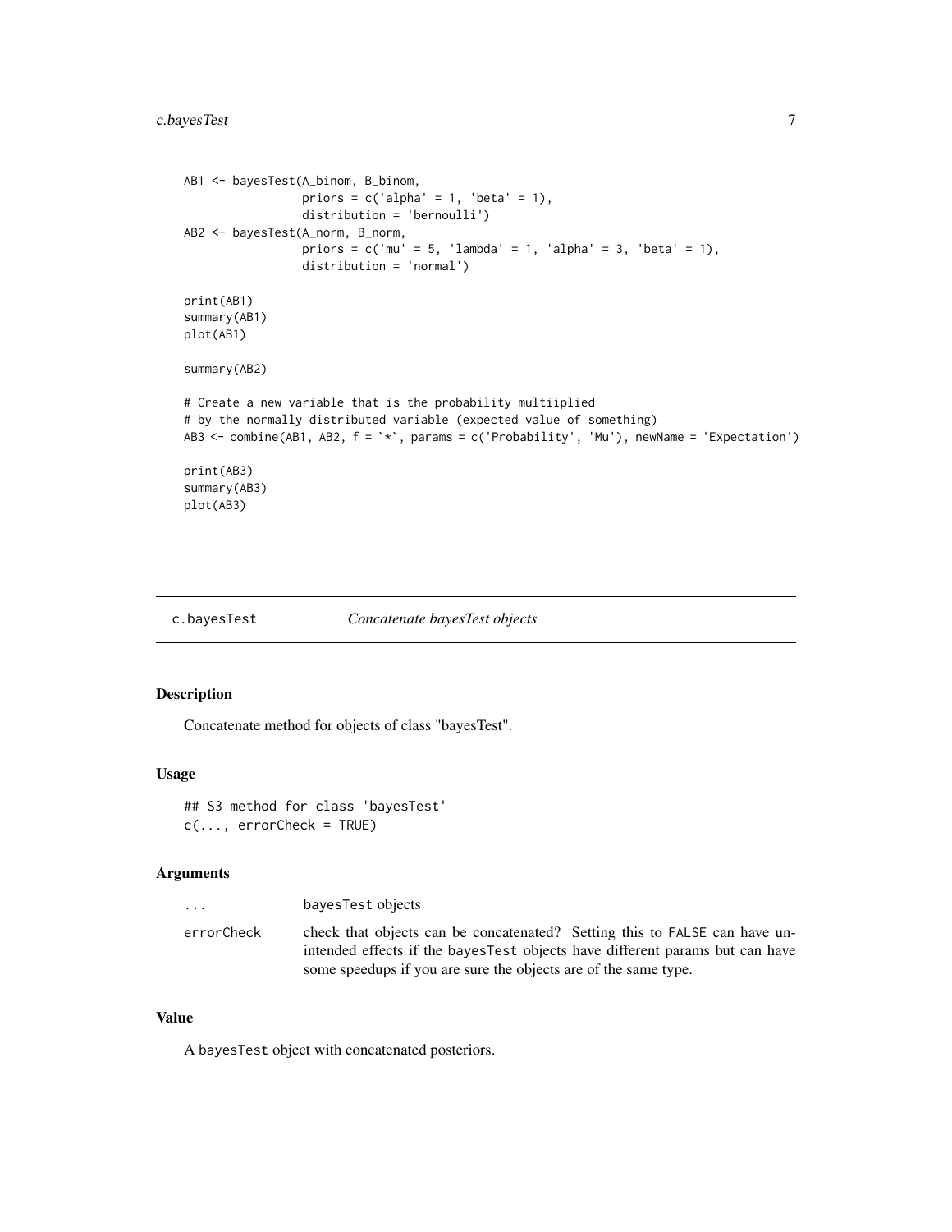```
AB1 <- bayesTest(A_binom, B_binom,
                 priors = c('alpha' = 1, 'beta' = 1),
                 distribution = 'bernoulli')
AB2 <- bayesTest(A_norm, B_norm,
                 priors = c('mu' = 5, 'lambda' = 1, 'alpha' = 3, 'beta' = 1),
                 distribution = 'normal')

print(AB1)
summary(AB1)
plot(AB1)

summary(AB2)

# Create a new variable that is the probability multiiplied
# by the normally distributed variable (expected value of something)
AB3 <- combine(AB1, AB2, f = `*`, params = c('Probability', 'Mu'), newName = 'Expectation')

print(AB3)
summary(AB3)
plot(AB3)
```

## c.bayesTest — *Concatenate bayesTest objects*

### Description

Concatenate method for objects of class "bayesTest".

### Usage

```
## S3 method for class 'bayesTest'
c(..., errorCheck = TRUE)
```

### Arguments

| | |
|---|---|
| `...` | bayesTest objects |
| `errorCheck` | check that objects can be concatenated? Setting this to `FALSE` can have unintended effects if the `bayesTest` objects have different params but can have some speedups if you are sure the objects are of the same type. |

### Value

A `bayesTest` object with concatenated posteriors.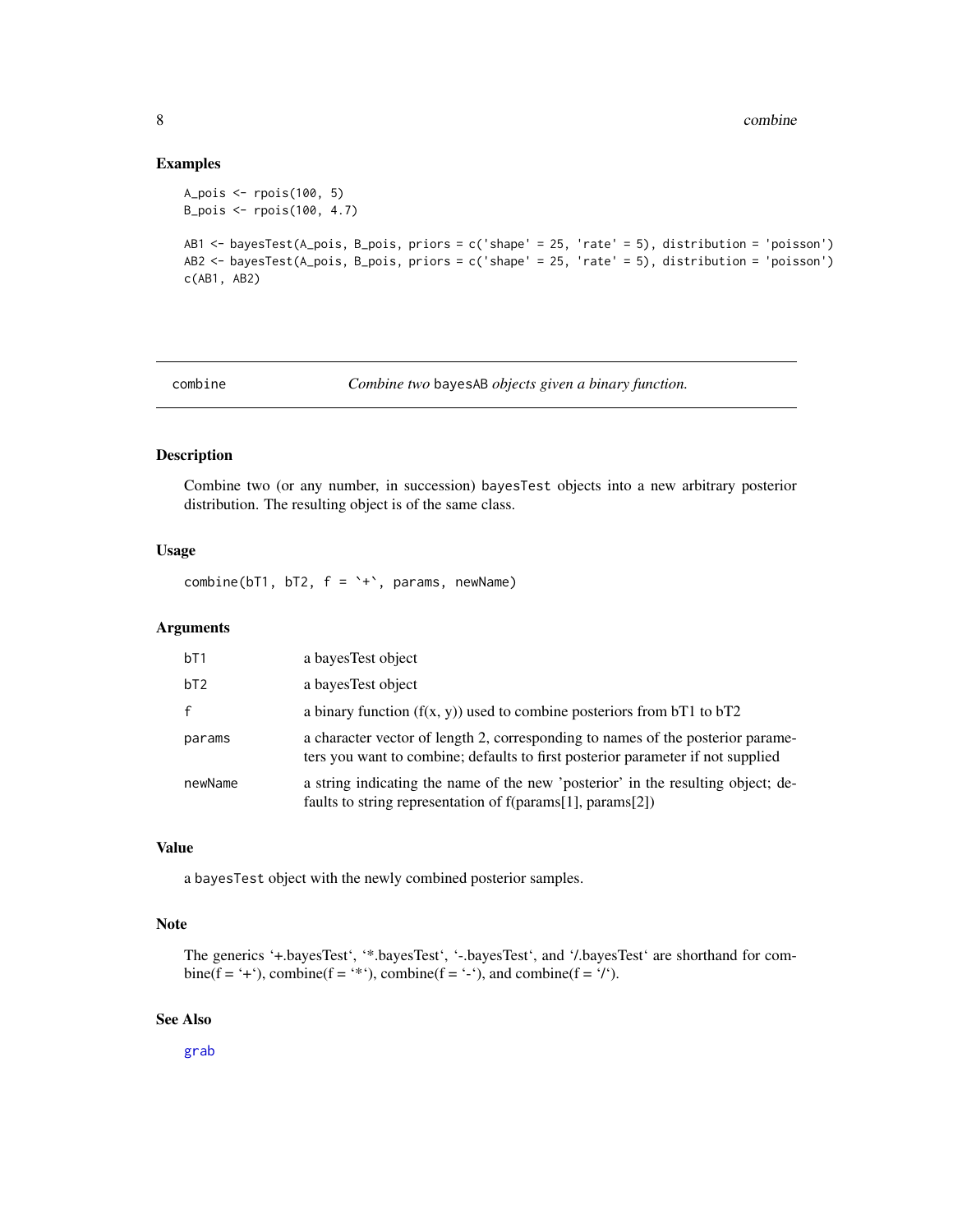## Examples

```
A_pois <- rpois(100, 5)
B_pois <- rpois(100, 4.7)

AB1 <- bayesTest(A_pois, B_pois, priors = c('shape' = 25, 'rate' = 5), distribution = 'poisson')
AB2 <- bayesTest(A_pois, B_pois, priors = c('shape' = 25, 'rate' = 5), distribution = 'poisson')
c(AB1, AB2)
```

---

# combine — *Combine two* `bayesAB` *objects given a binary function.*

## Description

Combine two (or any number, in succession) `bayesTest` objects into a new arbitrary posterior distribution. The resulting object is of the same class.

## Usage

```
combine(bT1, bT2, f = `+`, params, newName)
```

## Arguments

| | |
|---|---|
| `bT1` | a bayesTest object |
| `bT2` | a bayesTest object |
| `f` | a binary function (f(x, y)) used to combine posteriors from bT1 to bT2 |
| `params` | a character vector of length 2, corresponding to names of the posterior parameters you want to combine; defaults to first posterior parameter if not supplied |
| `newName` | a string indicating the name of the new 'posterior' in the resulting object; defaults to string representation of f(params[1], params[2]) |

## Value

a `bayesTest` object with the newly combined posterior samples.

## Note

The generics '+.bayesTest', '*.bayesTest', '-.bayesTest', and '/.bayesTest' are shorthand for combine(f = '+'), combine(f = '*'), combine(f = '-'), and combine(f = '/').

## See Also

`grab`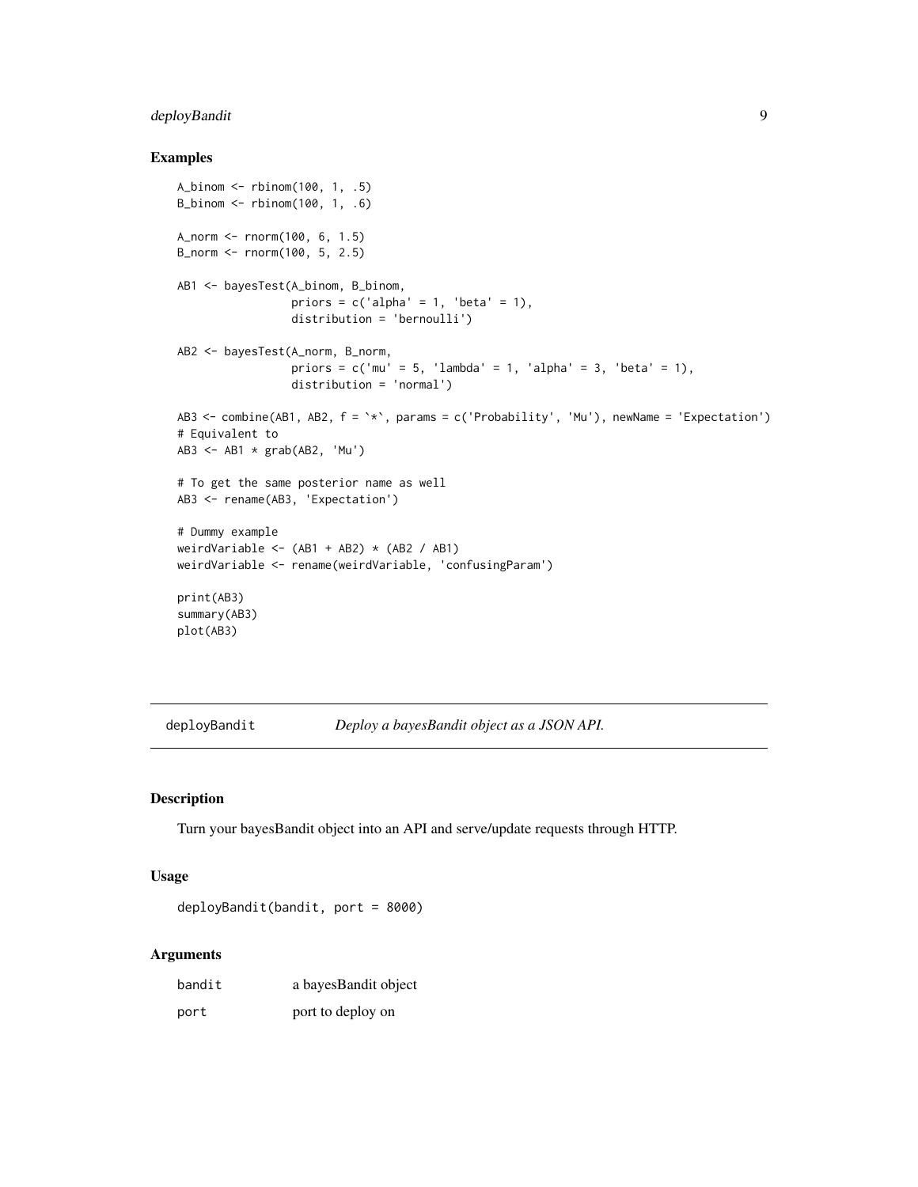## Examples

```
A_binom <- rbinom(100, 1, .5)
B_binom <- rbinom(100, 1, .6)

A_norm <- rnorm(100, 6, 1.5)
B_norm <- rnorm(100, 5, 2.5)

AB1 <- bayesTest(A_binom, B_binom,
                 priors = c('alpha' = 1, 'beta' = 1),
                 distribution = 'bernoulli')

AB2 <- bayesTest(A_norm, B_norm,
                 priors = c('mu' = 5, 'lambda' = 1, 'alpha' = 3, 'beta' = 1),
                 distribution = 'normal')

AB3 <- combine(AB1, AB2, f = `*`, params = c('Probability', 'Mu'), newName = 'Expectation')
# Equivalent to
AB3 <- AB1 * grab(AB2, 'Mu')

# To get the same posterior name as well
AB3 <- rename(AB3, 'Expectation')

# Dummy example
weirdVariable <- (AB1 + AB2) * (AB2 / AB1)
weirdVariable <- rename(weirdVariable, 'confusingParam')

print(AB3)
summary(AB3)
plot(AB3)
```

---

# deployBandit — *Deploy a bayesBandit object as a JSON API.*

---

## Description

Turn your bayesBandit object into an API and serve/update requests through HTTP.

## Usage

```
deployBandit(bandit, port = 8000)
```

## Arguments

| | |
|---|---|
| bandit | a bayesBandit object |
| port | port to deploy on |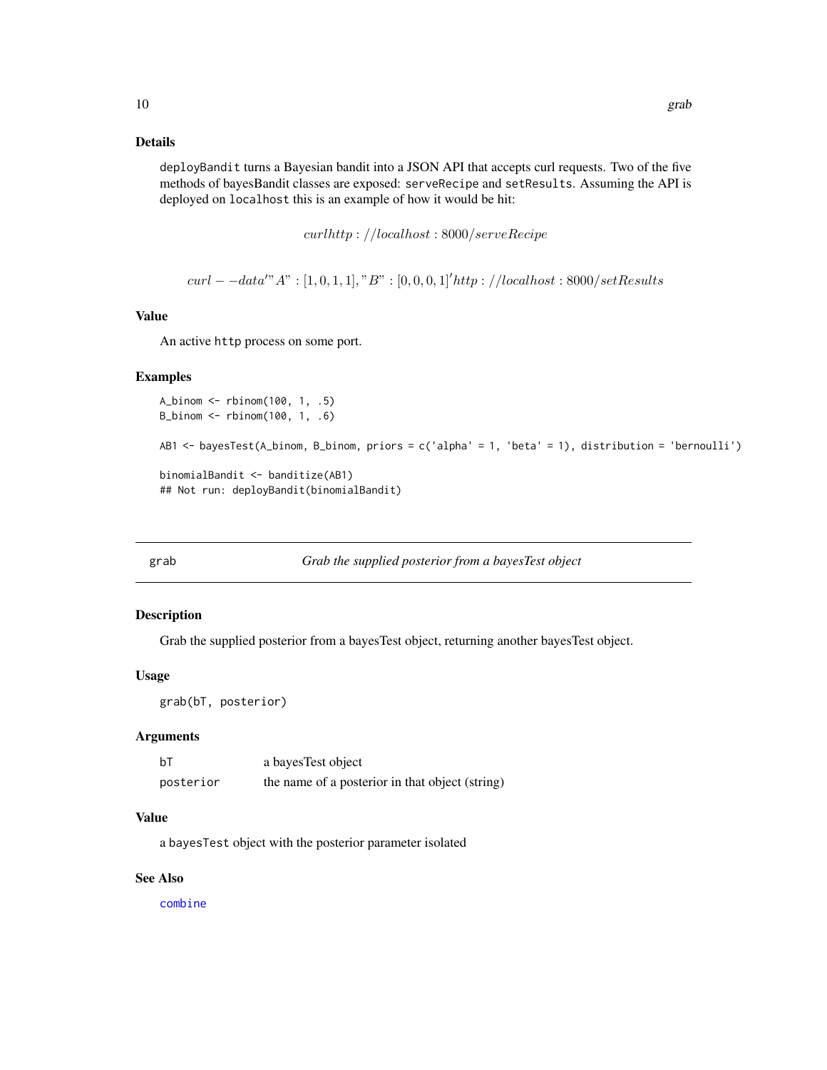### Details

deployBandit turns a Bayesian bandit into a JSON API that accepts curl requests. Two of the five methods of bayesBandit classes are exposed: serveRecipe and setResults. Assuming the API is deployed on localhost this is an example of how it would be hit:

$$curl http://localhost:8000/serveRecipe$$

$$curl --data '"A" : [1, 0, 1, 1], "B" : [0, 0, 0, 1]' http://localhost:8000/setResults$$

### Value

An active http process on some port.

### Examples

```
A_binom <- rbinom(100, 1, .5)
B_binom <- rbinom(100, 1, .6)

AB1 <- bayesTest(A_binom, B_binom, priors = c('alpha' = 1, 'beta' = 1), distribution = 'bernoulli')

binomialBandit <- banditize(AB1)
## Not run: deployBandit(binomialBandit)
```

## grab — *Grab the supplied posterior from a bayesTest object*

### Description

Grab the supplied posterior from a bayesTest object, returning another bayesTest object.

### Usage

```
grab(bT, posterior)
```

### Arguments

| | |
|---|---|
| bT | a bayesTest object |
| posterior | the name of a posterior in that object (string) |

### Value

a bayesTest object with the posterior parameter isolated

### See Also

combine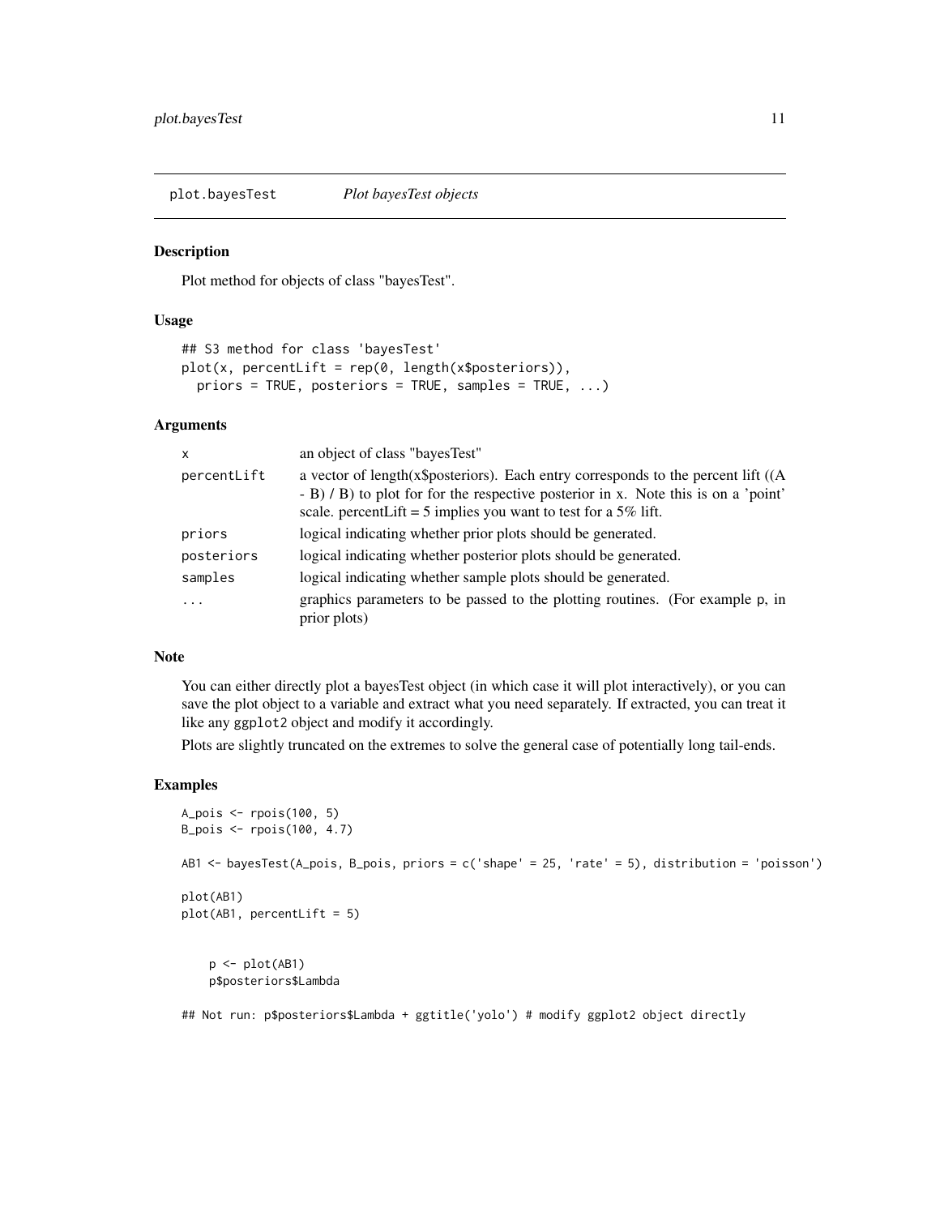plot.bayesTest *Plot bayesTest objects*

## Description

Plot method for objects of class "bayesTest".

## Usage

```
## S3 method for class 'bayesTest'
plot(x, percentLift = rep(0, length(x$posteriors)),
  priors = TRUE, posteriors = TRUE, samples = TRUE, ...)
```

## Arguments

| | |
|---|---|
| `x` | an object of class "bayesTest" |
| `percentLift` | a vector of length(x$posteriors). Each entry corresponds to the percent lift ((A - B) / B) to plot for for the respective posterior in x. Note this is on a 'point' scale. percentLift = 5 implies you want to test for a 5% lift. |
| `priors` | logical indicating whether prior plots should be generated. |
| `posteriors` | logical indicating whether posterior plots should be generated. |
| `samples` | logical indicating whether sample plots should be generated. |
| `...` | graphics parameters to be passed to the plotting routines. (For example `p`, in prior plots) |

## Note

You can either directly plot a bayesTest object (in which case it will plot interactively), or you can save the plot object to a variable and extract what you need separately. If extracted, you can treat it like any `ggplot2` object and modify it accordingly.

Plots are slightly truncated on the extremes to solve the general case of potentially long tail-ends.

## Examples

```
A_pois <- rpois(100, 5)
B_pois <- rpois(100, 4.7)

AB1 <- bayesTest(A_pois, B_pois, priors = c('shape' = 25, 'rate' = 5), distribution = 'poisson')

plot(AB1)
plot(AB1, percentLift = 5)


    p <- plot(AB1)
    p$posteriors$Lambda

## Not run: p$posteriors$Lambda + ggtitle('yolo') # modify ggplot2 object directly
```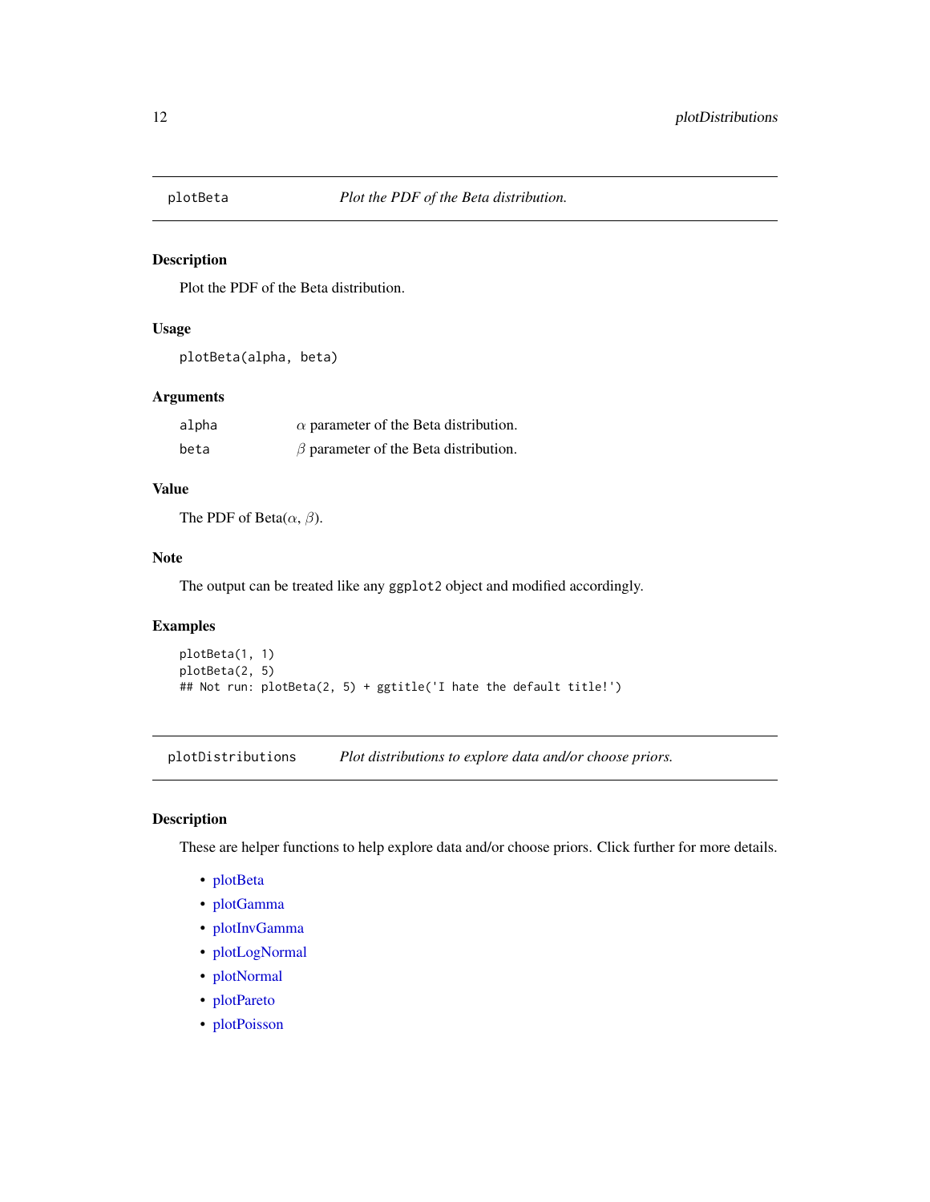## plotBeta — *Plot the PDF of the Beta distribution.*

### Description

Plot the PDF of the Beta distribution.

### Usage

```
plotBeta(alpha, beta)
```

### Arguments

| | |
|---|---|
| `alpha` | $\alpha$ parameter of the Beta distribution. |
| `beta` | $\beta$ parameter of the Beta distribution. |

### Value

The PDF of Beta($\alpha$, $\beta$).

### Note

The output can be treated like any `ggplot2` object and modified accordingly.

### Examples

```
plotBeta(1, 1)
plotBeta(2, 5)
## Not run: plotBeta(2, 5) + ggtitle('I hate the default title!')
```

## plotDistributions — *Plot distributions to explore data and/or choose priors.*

### Description

These are helper functions to help explore data and/or choose priors. Click further for more details.

- plotBeta
- plotGamma
- plotInvGamma
- plotLogNormal
- plotNormal
- plotPareto
- plotPoisson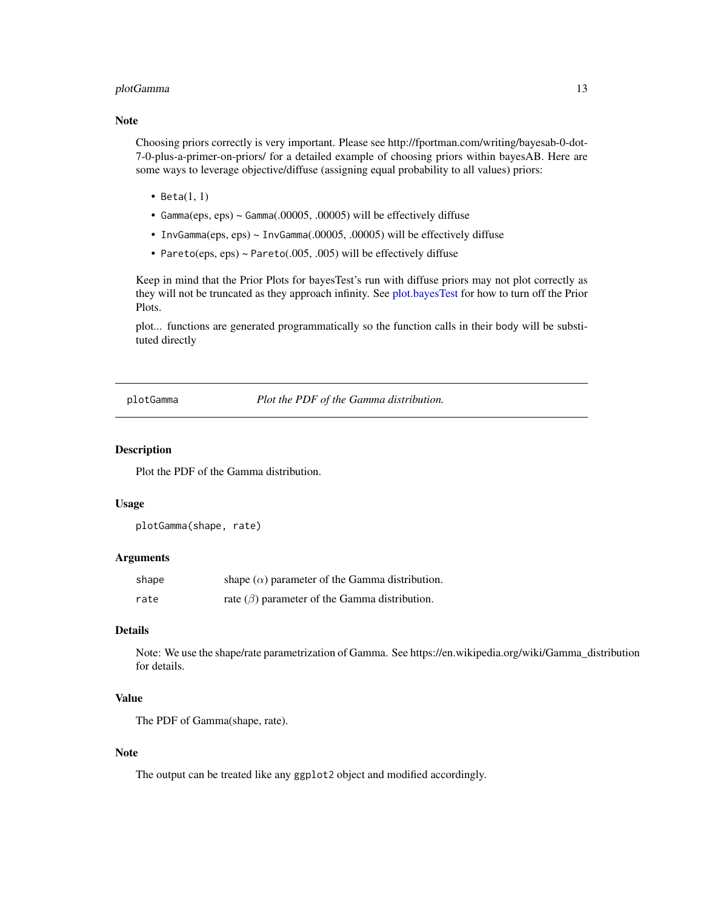## Note

Choosing priors correctly is very important. Please see http://fportman.com/writing/bayesab-0-dot-7-0-plus-a-primer-on-priors/ for a detailed example of choosing priors within bayesAB. Here are some ways to leverage objective/diffuse (assigning equal probability to all values) priors:

- `Beta`(1, 1)
- `Gamma`(eps, eps) ~ `Gamma`(.00005, .00005) will be effectively diffuse
- `InvGamma`(eps, eps) ~ `InvGamma`(.00005, .00005) will be effectively diffuse
- `Pareto`(eps, eps) ~ `Pareto`(.005, .005) will be effectively diffuse

Keep in mind that the Prior Plots for bayesTest's run with diffuse priors may not plot correctly as they will not be truncated as they approach infinity. See plot.bayesTest for how to turn off the Prior Plots.

plot... functions are generated programmatically so the function calls in their body will be substituted directly

---

# plotGamma — *Plot the PDF of the Gamma distribution.*

## Description

Plot the PDF of the Gamma distribution.

## Usage

```
plotGamma(shape, rate)
```

## Arguments

| | |
|---|---|
| `shape` | shape ($\alpha$) parameter of the Gamma distribution. |
| `rate` | rate ($\beta$) parameter of the Gamma distribution. |

## Details

Note: We use the shape/rate parametrization of Gamma. See https://en.wikipedia.org/wiki/Gamma_distribution for details.

## Value

The PDF of Gamma(shape, rate).

## Note

The output can be treated like any `ggplot2` object and modified accordingly.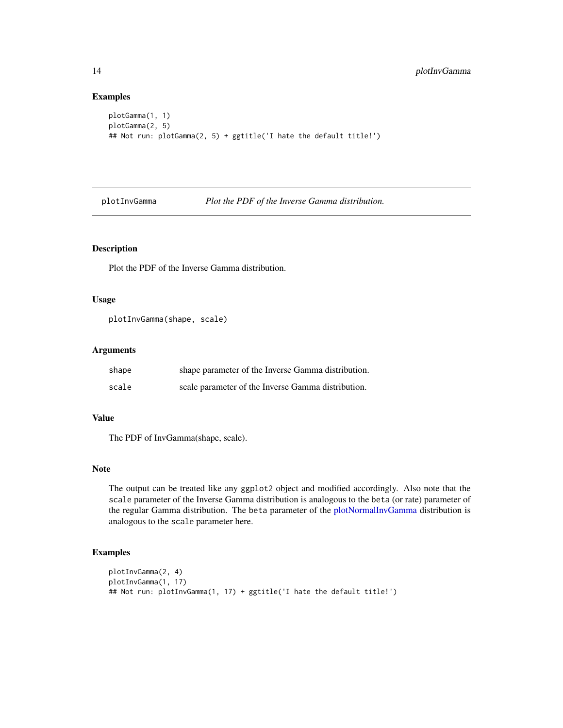### Examples

```
plotGamma(1, 1)
plotGamma(2, 5)
## Not run: plotGamma(2, 5) + ggtitle('I hate the default title!')
```

---

## plotInvGamma *Plot the PDF of the Inverse Gamma distribution.*

---

### Description

Plot the PDF of the Inverse Gamma distribution.

### Usage

```
plotInvGamma(shape, scale)
```

### Arguments

| | |
|---|---|
| shape | shape parameter of the Inverse Gamma distribution. |
| scale | scale parameter of the Inverse Gamma distribution. |

### Value

The PDF of InvGamma(shape, scale).

### Note

The output can be treated like any `ggplot2` object and modified accordingly. Also note that the `scale` parameter of the Inverse Gamma distribution is analogous to the `beta` (or rate) parameter of the regular Gamma distribution. The `beta` parameter of the plotNormalInvGamma distribution is analogous to the `scale` parameter here.

### Examples

```
plotInvGamma(2, 4)
plotInvGamma(1, 17)
## Not run: plotInvGamma(1, 17) + ggtitle('I hate the default title!')
```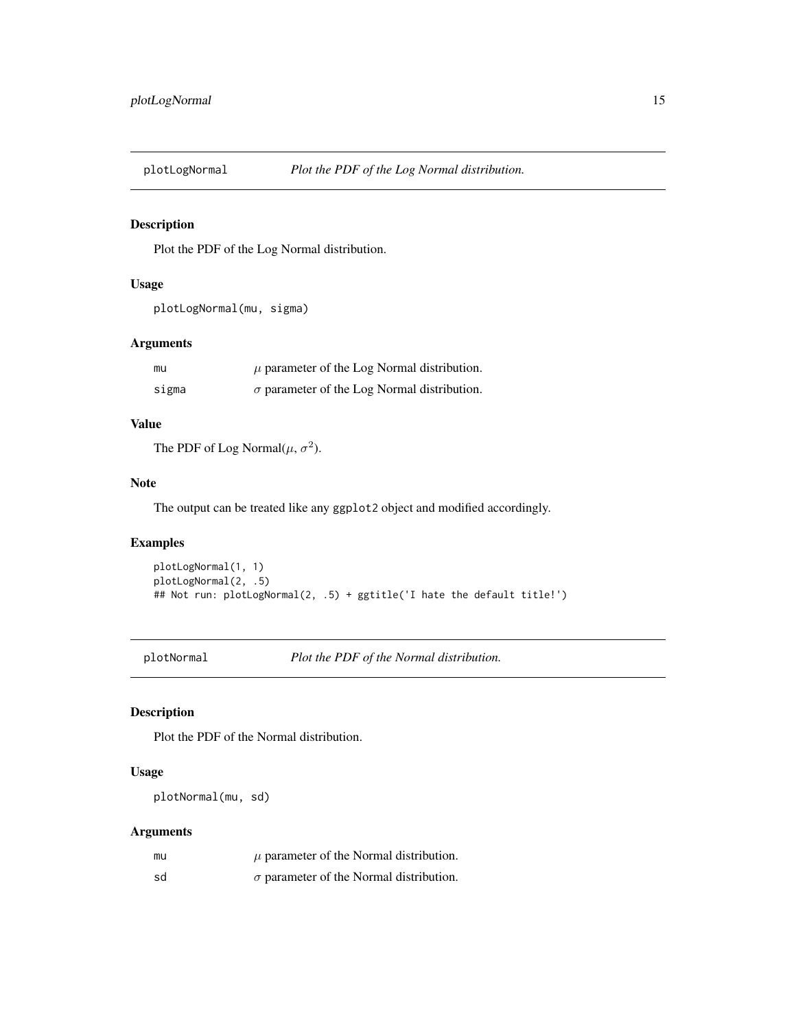## plotLogNormal *Plot the PDF of the Log Normal distribution.*

### Description

Plot the PDF of the Log Normal distribution.

### Usage

```
plotLogNormal(mu, sigma)
```

### Arguments

| | |
|---|---|
| mu | $\mu$ parameter of the Log Normal distribution. |
| sigma | $\sigma$ parameter of the Log Normal distribution. |

### Value

The PDF of Log Normal($\mu$, $\sigma^2$).

### Note

The output can be treated like any `ggplot2` object and modified accordingly.

### Examples

```
plotLogNormal(1, 1)
plotLogNormal(2, .5)
## Not run: plotLogNormal(2, .5) + ggtitle('I hate the default title!')
```

## plotNormal *Plot the PDF of the Normal distribution.*

### Description

Plot the PDF of the Normal distribution.

### Usage

```
plotNormal(mu, sd)
```

### Arguments

| | |
|---|---|
| mu | $\mu$ parameter of the Normal distribution. |
| sd | $\sigma$ parameter of the Normal distribution. |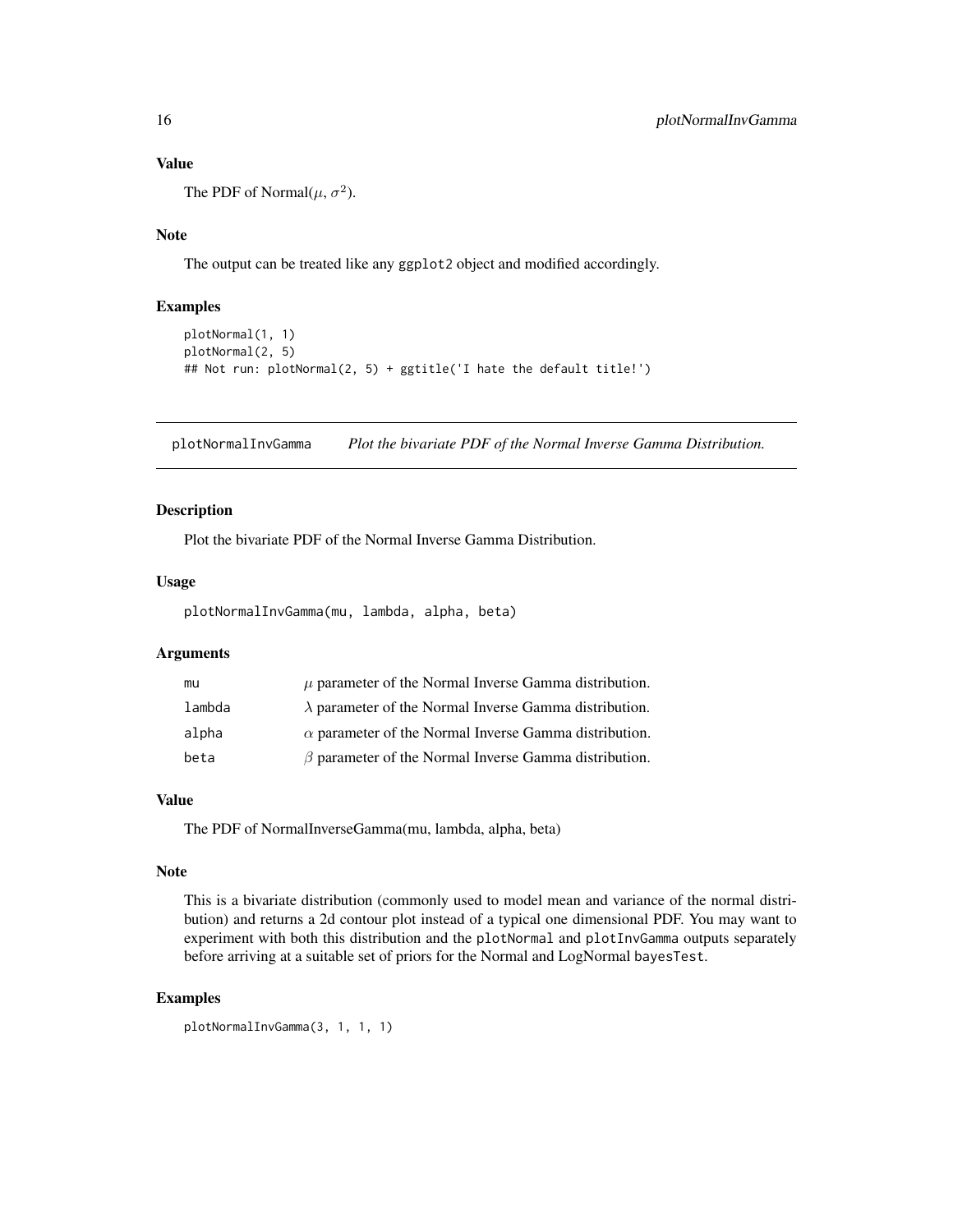## Value

The PDF of Normal($\mu$, $\sigma^2$).

## Note

The output can be treated like any ggplot2 object and modified accordingly.

## Examples

```
plotNormal(1, 1)
plotNormal(2, 5)
## Not run: plotNormal(2, 5) + ggtitle('I hate the default title!')
```

---

# plotNormalInvGamma — *Plot the bivariate PDF of the Normal Inverse Gamma Distribution.*

---

## Description

Plot the bivariate PDF of the Normal Inverse Gamma Distribution.

## Usage

```
plotNormalInvGamma(mu, lambda, alpha, beta)
```

## Arguments

| | |
|---|---|
| mu | $\mu$ parameter of the Normal Inverse Gamma distribution. |
| lambda | $\lambda$ parameter of the Normal Inverse Gamma distribution. |
| alpha | $\alpha$ parameter of the Normal Inverse Gamma distribution. |
| beta | $\beta$ parameter of the Normal Inverse Gamma distribution. |

## Value

The PDF of NormalInverseGamma(mu, lambda, alpha, beta)

## Note

This is a bivariate distribution (commonly used to model mean and variance of the normal distribution) and returns a 2d contour plot instead of a typical one dimensional PDF. You may want to experiment with both this distribution and the plotNormal and plotInvGamma outputs separately before arriving at a suitable set of priors for the Normal and LogNormal bayesTest.

## Examples

```
plotNormalInvGamma(3, 1, 1, 1)
```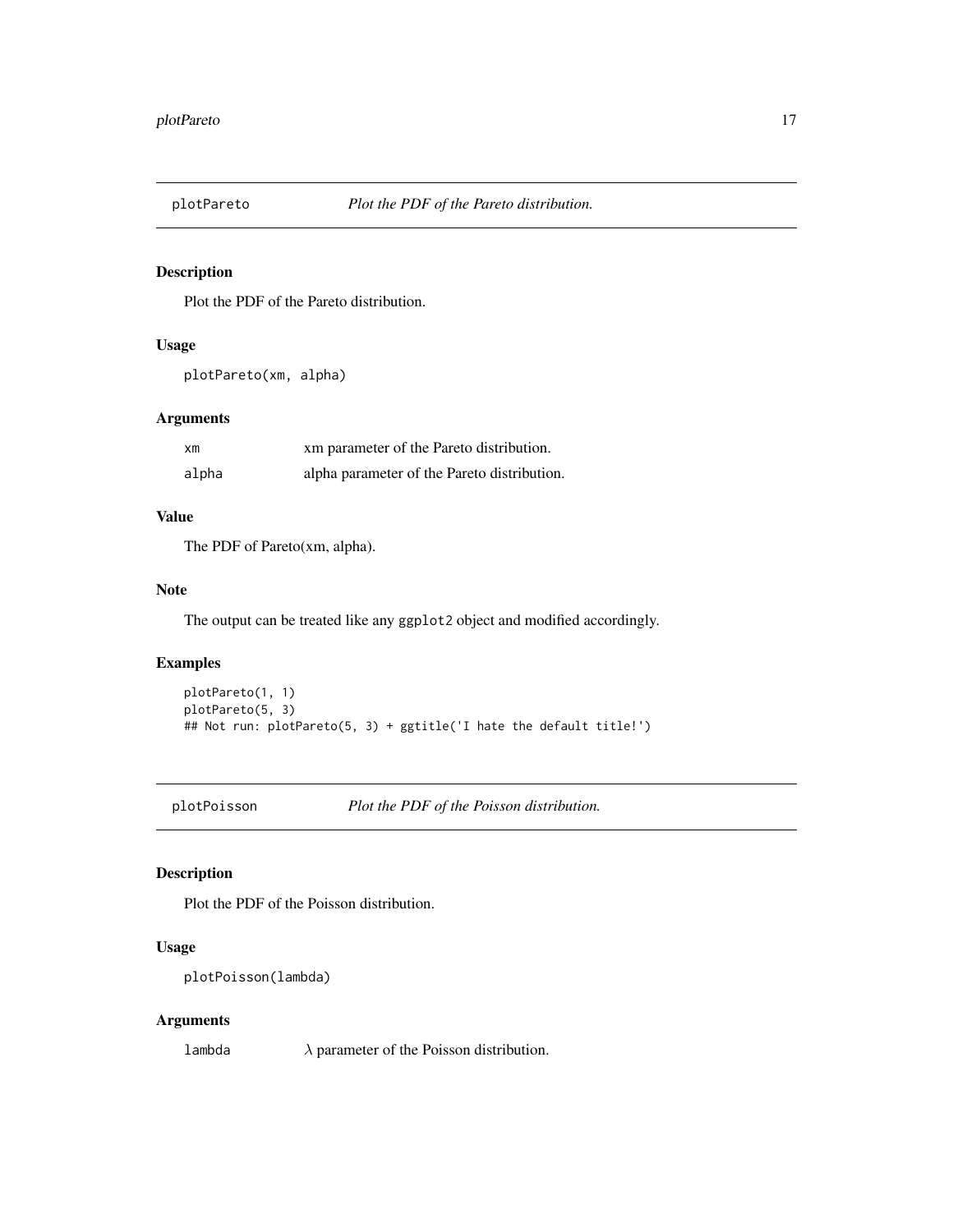## plotPareto *Plot the PDF of the Pareto distribution.*

### Description

Plot the PDF of the Pareto distribution.

### Usage

```
plotPareto(xm, alpha)
```

### Arguments

| | |
|---|---|
| xm | xm parameter of the Pareto distribution. |
| alpha | alpha parameter of the Pareto distribution. |

### Value

The PDF of Pareto(xm, alpha).

### Note

The output can be treated like any `ggplot2` object and modified accordingly.

### Examples

```
plotPareto(1, 1)
plotPareto(5, 3)
## Not run: plotPareto(5, 3) + ggtitle('I hate the default title!')
```

## plotPoisson *Plot the PDF of the Poisson distribution.*

### Description

Plot the PDF of the Poisson distribution.

### Usage

```
plotPoisson(lambda)
```

### Arguments

| | |
|---|---|
| lambda | $\lambda$ parameter of the Poisson distribution. |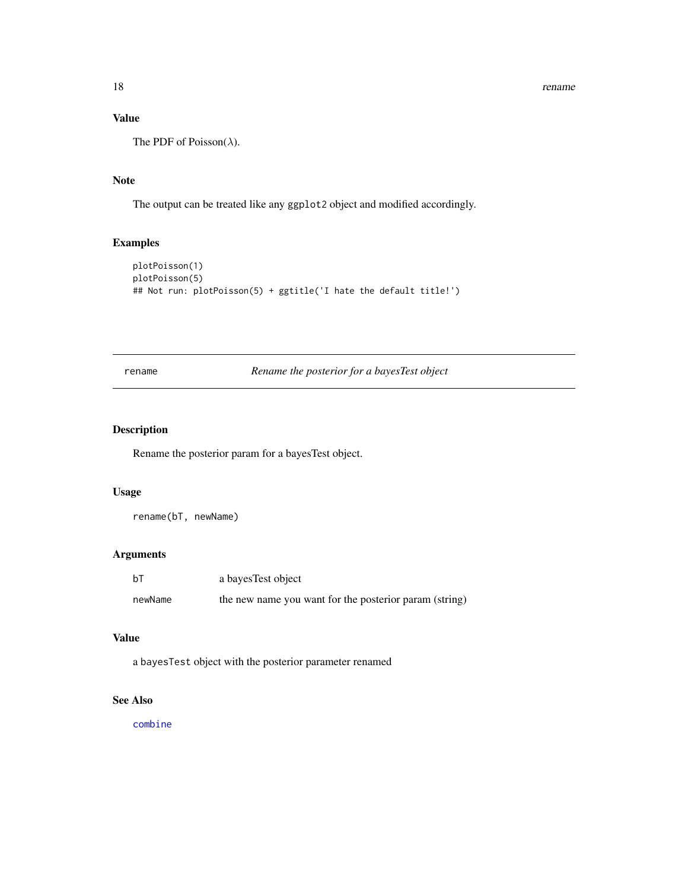## Value

The PDF of Poisson($\lambda$).

## Note

The output can be treated like any `ggplot2` object and modified accordingly.

## Examples

```
plotPoisson(1)
plotPoisson(5)
## Not run: plotPoisson(5) + ggtitle('I hate the default title!')
```

---

# rename — *Rename the posterior for a bayesTest object*

---

## Description

Rename the posterior param for a bayesTest object.

## Usage

```
rename(bT, newName)
```

## Arguments

| | |
|---|---|
| `bT` | a bayesTest object |
| `newName` | the new name you want for the posterior param (string) |

## Value

a `bayesTest` object with the posterior parameter renamed

## See Also

`combine`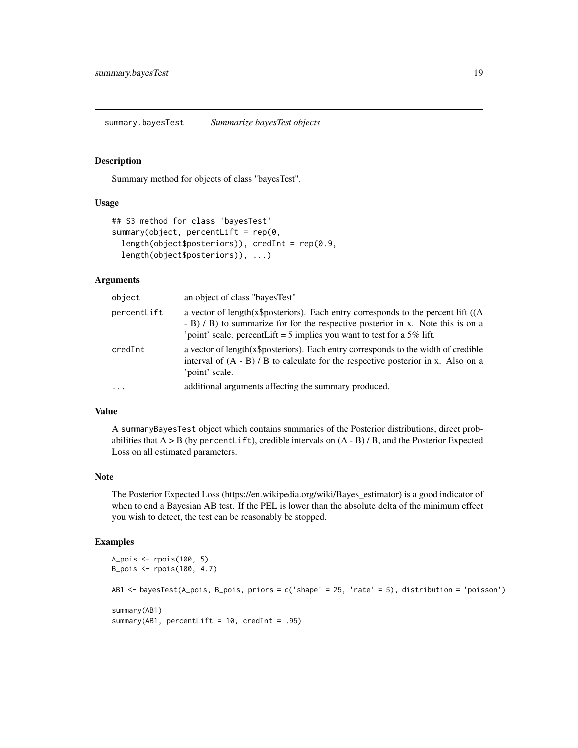## summary.bayesTest — *Summarize bayesTest objects*

### Description

Summary method for objects of class "bayesTest".

### Usage

```
## S3 method for class 'bayesTest'
summary(object, percentLift = rep(0,
  length(object$posteriors)), credInt = rep(0.9,
  length(object$posteriors)), ...)
```

### Arguments

| | |
|---|---|
| `object` | an object of class "bayesTest" |
| `percentLift` | a vector of length(x$posteriors). Each entry corresponds to the percent lift ((A - B) / B) to summarize for for the respective posterior in x. Note this is on a 'point' scale. percentLift = 5 implies you want to test for a 5% lift. |
| `credInt` | a vector of length(x$posteriors). Each entry corresponds to the width of credible interval of (A - B) / B to calculate for the respective posterior in x. Also on a 'point' scale. |
| `...` | additional arguments affecting the summary produced. |

### Value

A `summaryBayesTest` object which contains summaries of the Posterior distributions, direct probabilities that A > B (by `percentLift`), credible intervals on (A - B) / B, and the Posterior Expected Loss on all estimated parameters.

### Note

The Posterior Expected Loss (https://en.wikipedia.org/wiki/Bayes_estimator) is a good indicator of when to end a Bayesian AB test. If the PEL is lower than the absolute delta of the minimum effect you wish to detect, the test can be reasonably be stopped.

### Examples

```
A_pois <- rpois(100, 5)
B_pois <- rpois(100, 4.7)

AB1 <- bayesTest(A_pois, B_pois, priors = c('shape' = 25, 'rate' = 5), distribution = 'poisson')

summary(AB1)
summary(AB1, percentLift = 10, credInt = .95)
```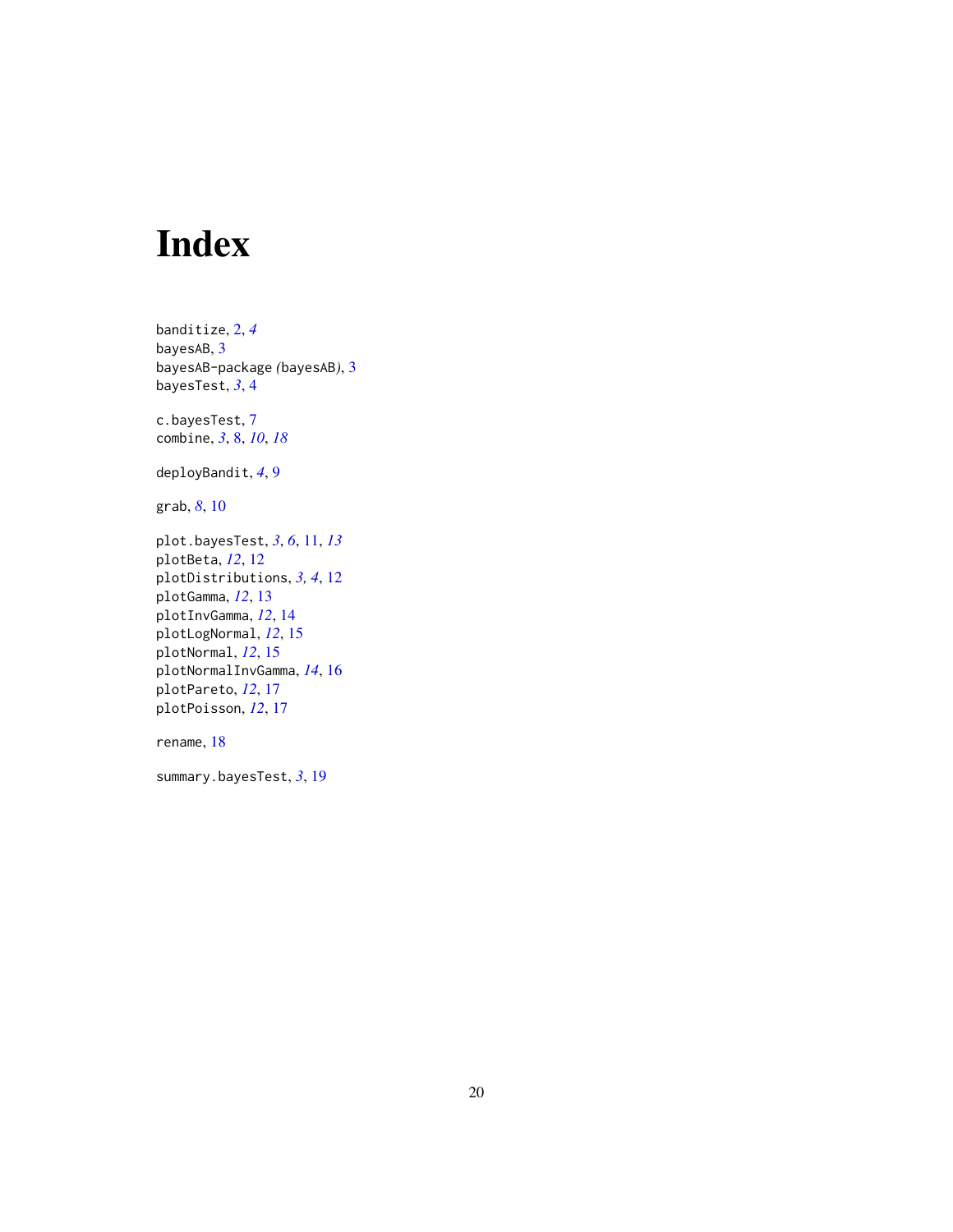# Index

banditize, 2, *4*
bayesAB, 3
bayesAB-package *(*bayesAB*)*, 3
bayesTest, *3*, 4

c.bayesTest, 7
combine, *3*, 8, *10*, *18*

deployBandit, *4*, 9

grab, *8*, 10

plot.bayesTest, *3*, *6*, 11, *13*
plotBeta, *12*, 12
plotDistributions, *3, 4*, 12
plotGamma, *12*, 13
plotInvGamma, *12*, 14
plotLogNormal, *12*, 15
plotNormal, *12*, 15
plotNormalInvGamma, *14*, 16
plotPareto, *12*, 17
plotPoisson, *12*, 17

rename, 18

summary.bayesTest, *3*, 19